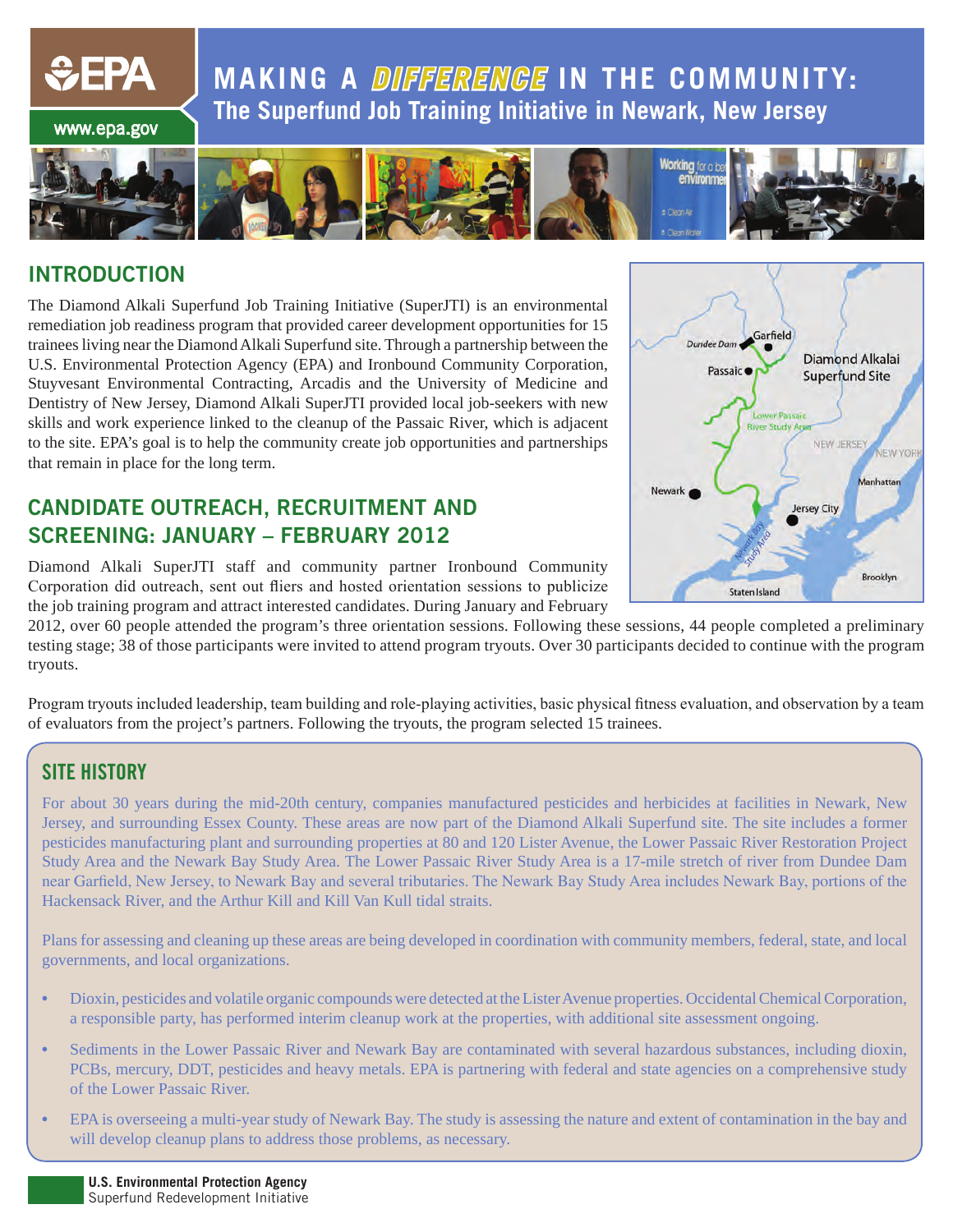# MAKING A *DIFFERENCE* IN THE COMMUNITY:

## The Superfund Job Training Initiative in Newark, New Jersey

www.epa.gov

## INTRODUCTION

The Diamond Alkali Superfund Job Training Initiative (SuperJTI) is an environmental remediation job readiness program that provided career development opportunities for 15 trainees living near the Diamond Alkali Superfund site. Through a partnership between the U.S. Environmental Protection Agency (EPA) and Ironbound Community Corporation, Stuyvesant Environmental Contracting, Arcadis and the University of Medicine and Dentistry of New Jersey, Diamond Alkali SuperJTI provided local job-seekers with new skills and work experience linked to the cleanup of the Passaic River, which is adjacent to the site. EPA's goal is to help the community create job opportunities and partnerships that remain in place for the long term.

## CANDIDATE OUTREACH, RECRUITMENT AND SCREENING: JANUARY – FEBRUARY 2012

Diamond Alkali SuperJTI staff and community partner Ironbound Community Corporation did outreach, sent out fliers and hosted orientation sessions to publicize the job training program and attract interested candidates. During January and February 2012, over 60 people attended the program's three orientation sessions. Following these sessions, 44 people completed a preliminary testing stage; 38 of those participants were invited to attend program tryouts. Over 30 participants decided to continue with the program tryouts.

Program tryouts included leadership, team building and role-playing activities, basic physical fitness evaluation, and observation by a team of evaluators from the project's partners. Following the tryouts, the program selected 15 trainees.

## SITE HISTORY

For about 30 years during the mid-20th century, companies manufactured pesticides and herbicides at facilities in Newark, New Jersey, and surrounding Essex County. These areas are now part of the Diamond Alkali Superfund site. The site includes a former pesticides manufacturing plant and surrounding properties at 80 and 120 Lister Avenue, the Lower Passaic River Restoration Project Study Area and the Newark Bay Study Area. The Lower Passaic River Study Area is a 17-mile stretch of river from Dundee Dam near Garfield, New Jersey, to Newark Bay and several tributaries. The Newark Bay Study Area includes Newark Bay, portions of the Hackensack River, and the Arthur Kill and Kill Van Kull tidal straits.

Plans for assessing and cleaning up these areas are being developed in coordination with community members, federal, state, and local governments, and local organizations.

- Dioxin, pesticides and volatile organic compounds were detected at the Lister Avenue properties. Occidental Chemical Corporation, a responsible party, has performed interim cleanup work at the properties, with additional site assessment ongoing.
- Sediments in the Lower Passaic River and Newark Bay are contaminated with several hazardous substances, including dioxin, PCBs, mercury, DDT, pesticides and heavy metals. EPA is partnering with federal and state agencies on a comprehensive study of the Lower Passaic River.
- EPA is overseeing a multi-year study of Newark Bay. The study is assessing the nature and extent of contamination in the bay and will develop cleanup plans to address those problems, as necessary.

**U.S. Environmental Protection Agency**
Superfund Redevelopment Initiative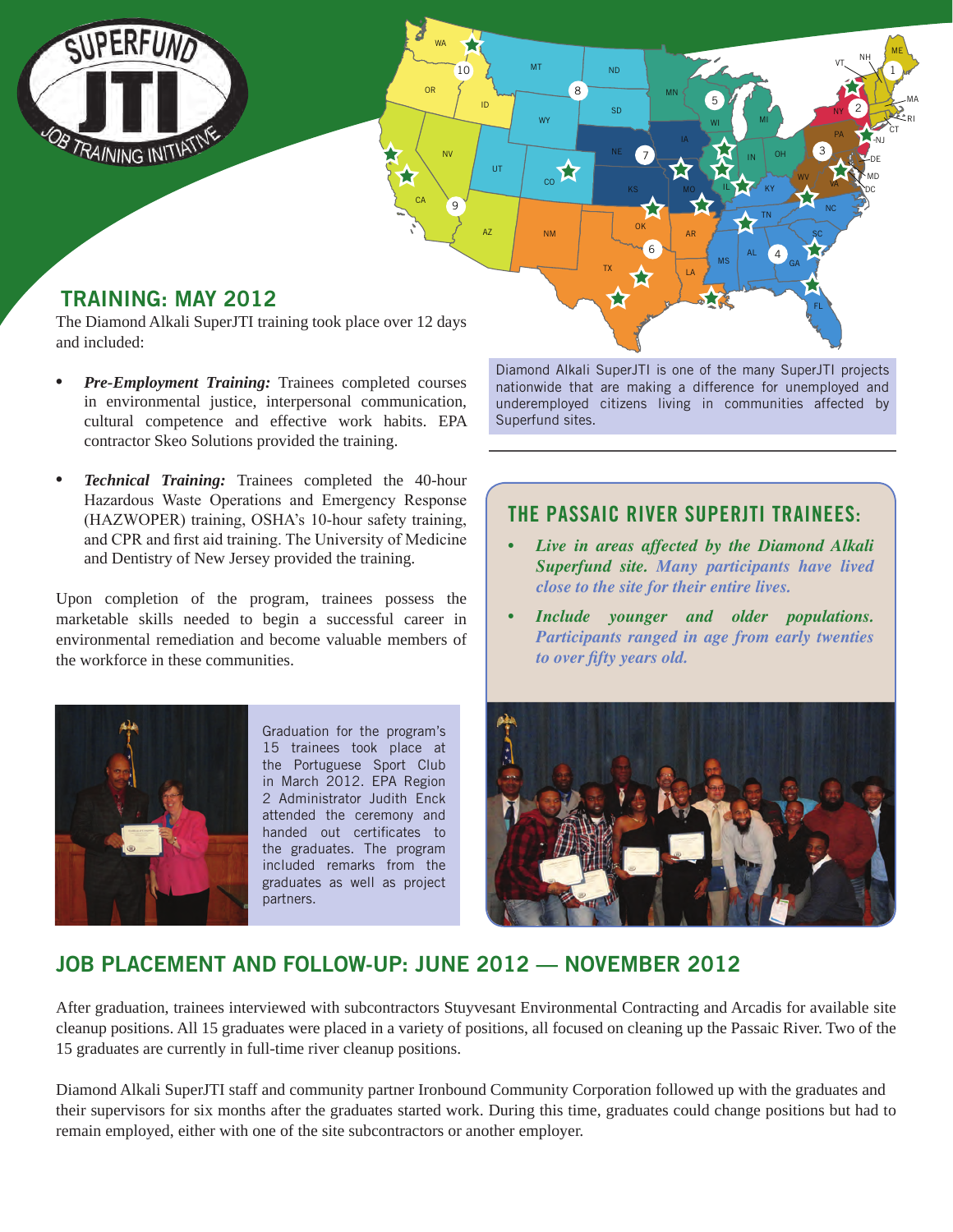## TRAINING: MAY 2012

The Diamond Alkali SuperJTI training took place over 12 days and included:

- ***Pre-Employment Training:*** Trainees completed courses in environmental justice, interpersonal communication, cultural competence and effective work habits. EPA contractor Skeo Solutions provided the training.
- ***Technical Training:*** Trainees completed the 40-hour Hazardous Waste Operations and Emergency Response (HAZWOPER) training, OSHA's 10-hour safety training, and CPR and first aid training. The University of Medicine and Dentistry of New Jersey provided the training.

Upon completion of the program, trainees possess the marketable skills needed to begin a successful career in environmental remediation and become valuable members of the workforce in these communities.

Diamond Alkali SuperJTI is one of the many SuperJTI projects nationwide that are making a difference for unemployed and underemployed citizens living in communities affected by Superfund sites.

### THE PASSAIC RIVER SUPERJTI TRAINEES:

- ***Live in areas affected by the Diamond Alkali Superfund site.** Many participants have lived close to the site for their entire lives.*
- ***Include younger and older populations.** Participants ranged in age from early twenties to over fifty years old.*

Graduation for the program's 15 trainees took place at the Portuguese Sport Club in March 2012. EPA Region 2 Administrator Judith Enck attended the ceremony and handed out certificates to the graduates. The program included remarks from the graduates as well as project partners.

## JOB PLACEMENT AND FOLLOW-UP: JUNE 2012 — NOVEMBER 2012

After graduation, trainees interviewed with subcontractors Stuyvesant Environmental Contracting and Arcadis for available site cleanup positions. All 15 graduates were placed in a variety of positions, all focused on cleaning up the Passaic River. Two of the 15 graduates are currently in full-time river cleanup positions.

Diamond Alkali SuperJTI staff and community partner Ironbound Community Corporation followed up with the graduates and their supervisors for six months after the graduates started work. During this time, graduates could change positions but had to remain employed, either with one of the site subcontractors or another employer.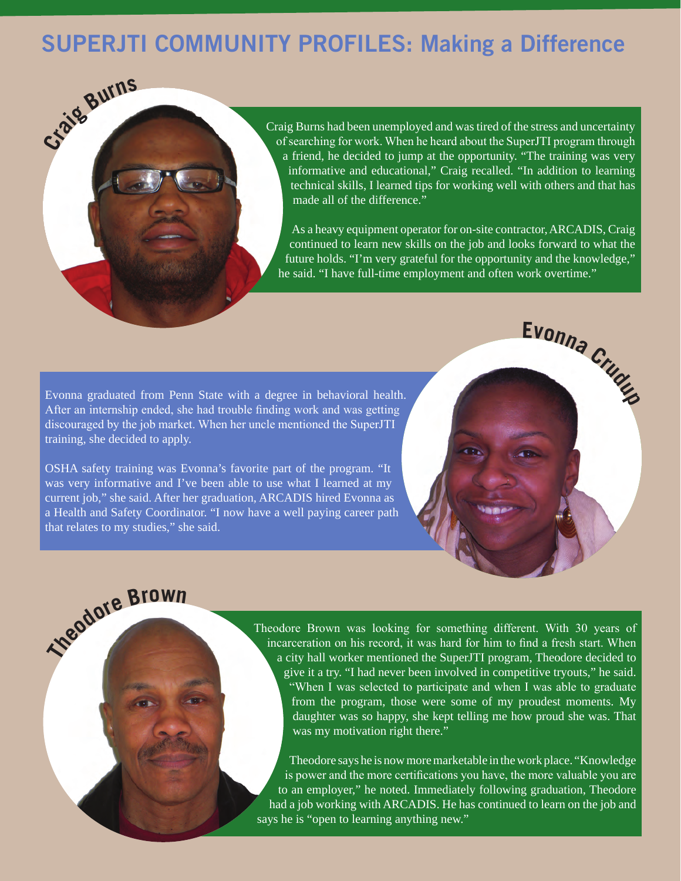# SUPERJTI COMMUNITY PROFILES: Making a Difference

## Craig Burns

Craig Burns had been unemployed and was tired of the stress and uncertainty of searching for work. When he heard about the SuperJTI program through a friend, he decided to jump at the opportunity. “The training was very informative and educational,” Craig recalled. “In addition to learning technical skills, I learned tips for working well with others and that has made all of the difference.”

As a heavy equipment operator for on-site contractor, ARCADIS, Craig continued to learn new skills on the job and looks forward to what the future holds. “I’m very grateful for the opportunity and the knowledge,” he said. “I have full-time employment and often work overtime.”

## Evonna Crudup

Evonna graduated from Penn State with a degree in behavioral health. After an internship ended, she had trouble finding work and was getting discouraged by the job market. When her uncle mentioned the SuperJTI training, she decided to apply.

OSHA safety training was Evonna’s favorite part of the program. “It was very informative and I’ve been able to use what I learned at my current job,” she said. After her graduation, ARCADIS hired Evonna as a Health and Safety Coordinator. “I now have a well paying career path that relates to my studies,” she said.

## Theodore Brown

Theodore Brown was looking for something different. With 30 years of incarceration on his record, it was hard for him to find a fresh start. When a city hall worker mentioned the SuperJTI program, Theodore decided to give it a try. “I had never been involved in competitive tryouts,” he said. “When I was selected to participate and when I was able to graduate from the program, those were some of my proudest moments. My daughter was so happy, she kept telling me how proud she was. That was my motivation right there.”

Theodore says he is now more marketable in the work place. “Knowledge is power and the more certifications you have, the more valuable you are to an employer,” he noted. Immediately following graduation, Theodore had a job working with ARCADIS. He has continued to learn on the job and says he is “open to learning anything new.”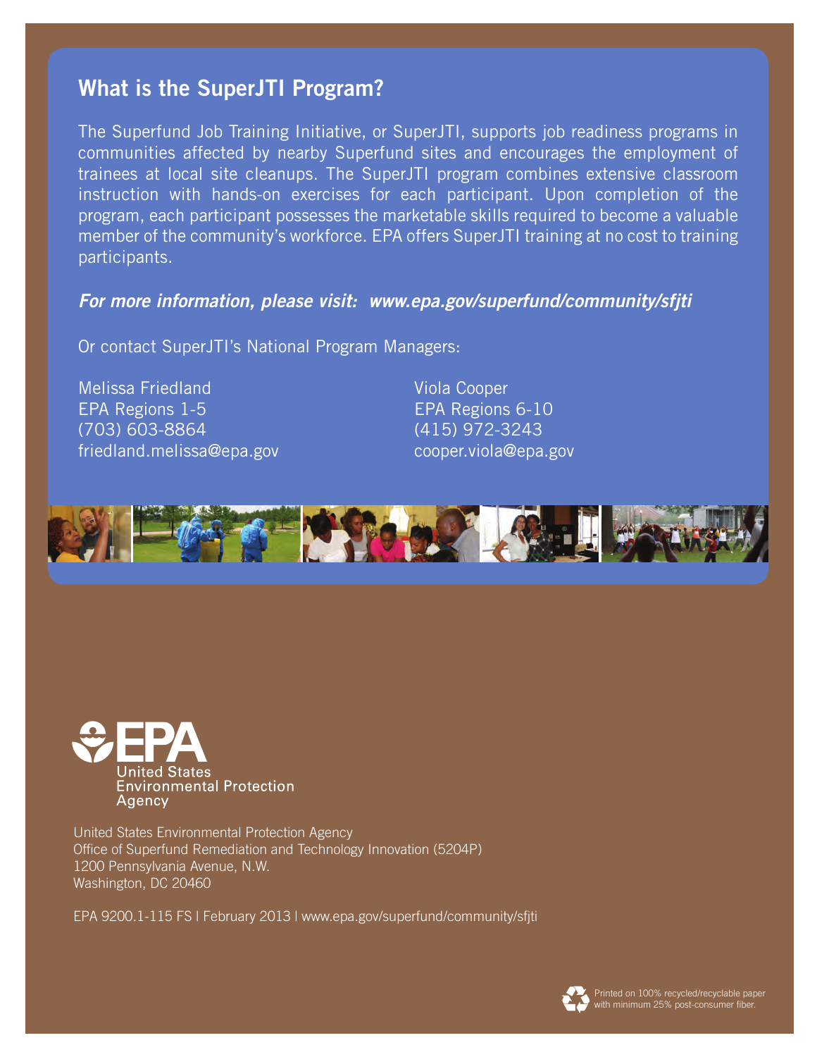## What is the SuperJTI Program?

The Superfund Job Training Initiative, or SuperJTI, supports job readiness programs in communities affected by nearby Superfund sites and encourages the employment of trainees at local site cleanups. The SuperJTI program combines extensive classroom instruction with hands-on exercises for each participant. Upon completion of the program, each participant possesses the marketable skills required to become a valuable member of the community's workforce. EPA offers SuperJTI training at no cost to training participants.

***For more information, please visit: www.epa.gov/superfund/community/sfjti***

Or contact SuperJTI's National Program Managers:

Melissa Friedland
EPA Regions 1-5
(703) 603-8864
friedland.melissa@epa.gov

Viola Cooper
EPA Regions 6-10
(415) 972-3243
cooper.viola@epa.gov

EPA
United States
Environmental Protection
Agency

United States Environmental Protection Agency
Office of Superfund Remediation and Technology Innovation (5204P)
1200 Pennsylvania Avenue, N.W.
Washington, DC 20460

EPA 9200.1-115 FS | February 2013 | www.epa.gov/superfund/community/sfjti

Printed on 100% recycled/recyclable paper with minimum 25% post-consumer fiber.